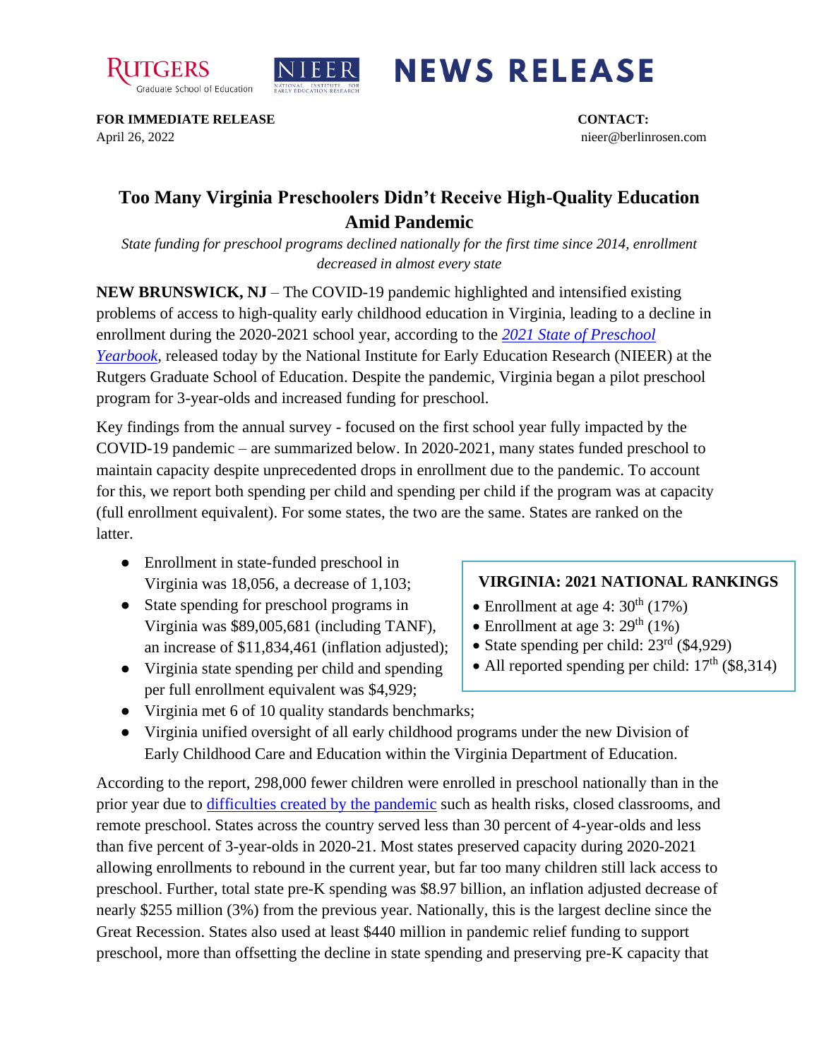RUTGERS Graduate School of Education | NIEER NATIONAL INSTITUTE FOR EARLY EDUCATION RESEARCH

# NEWS RELEASE

**FOR IMMEDIATE RELEASE**
April 26, 2022

**CONTACT:**
nieer@berlinrosen.com

## Too Many Virginia Preschoolers Didn't Receive High-Quality Education Amid Pandemic

*State funding for preschool programs declined nationally for the first time since 2014, enrollment decreased in almost every state*

**NEW BRUNSWICK, NJ** – The COVID-19 pandemic highlighted and intensified existing problems of access to high-quality early childhood education in Virginia, leading to a decline in enrollment during the 2020-2021 school year, according to the [*2021 State of Preschool Yearbook*](), released today by the National Institute for Early Education Research (NIEER) at the Rutgers Graduate School of Education. Despite the pandemic, Virginia began a pilot preschool program for 3-year-olds and increased funding for preschool.

Key findings from the annual survey - focused on the first school year fully impacted by the COVID-19 pandemic – are summarized below. In 2020-2021, many states funded preschool to maintain capacity despite unprecedented drops in enrollment due to the pandemic. To account for this, we report both spending per child and spending per child if the program was at capacity (full enrollment equivalent). For some states, the two are the same. States are ranked on the latter.

- Enrollment in state-funded preschool in Virginia was 18,056, a decrease of 1,103;
- State spending for preschool programs in Virginia was $89,005,681 (including TANF), an increase of $11,834,461 (inflation adjusted);
- Virginia state spending per child and spending per full enrollment equivalent was $4,929;
- Virginia met 6 of 10 quality standards benchmarks;
- Virginia unified oversight of all early childhood programs under the new Division of Early Childhood Care and Education within the Virginia Department of Education.

**VIRGINIA: 2021 NATIONAL RANKINGS**

- Enrollment at age 4: 30th (17%)
- Enrollment at age 3: 29th (1%)
- State spending per child: 23rd ($4,929)
- All reported spending per child: 17th ($8,314)

According to the report, 298,000 fewer children were enrolled in preschool nationally than in the prior year due to [difficulties created by the pandemic]() such as health risks, closed classrooms, and remote preschool. States across the country served less than 30 percent of 4-year-olds and less than five percent of 3-year-olds in 2020-21. Most states preserved capacity during 2020-2021 allowing enrollments to rebound in the current year, but far too many children still lack access to preschool. Further, total state pre-K spending was $8.97 billion, an inflation adjusted decrease of nearly $255 million (3%) from the previous year. Nationally, this is the largest decline since the Great Recession. States also used at least $440 million in pandemic relief funding to support preschool, more than offsetting the decline in state spending and preserving pre-K capacity that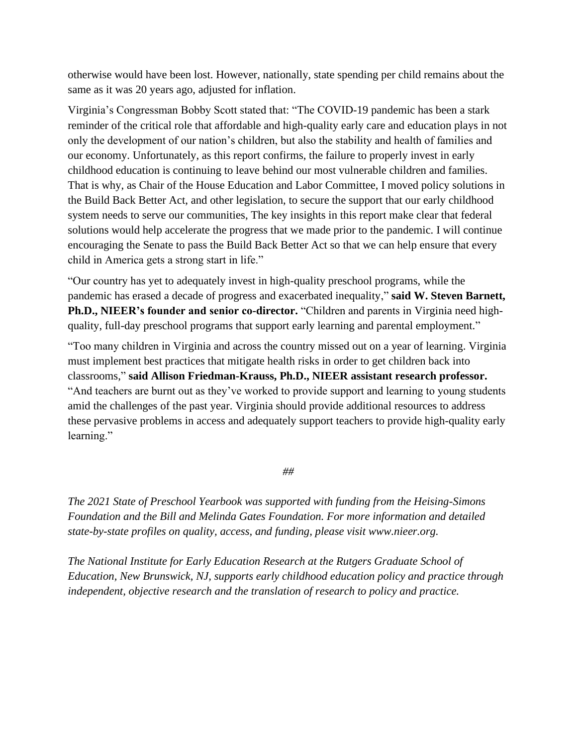otherwise would have been lost. However, nationally, state spending per child remains about the same as it was 20 years ago, adjusted for inflation.

Virginia's Congressman Bobby Scott stated that: "The COVID-19 pandemic has been a stark reminder of the critical role that affordable and high-quality early care and education plays in not only the development of our nation's children, but also the stability and health of families and our economy. Unfortunately, as this report confirms, the failure to properly invest in early childhood education is continuing to leave behind our most vulnerable children and families. That is why, as Chair of the House Education and Labor Committee, I moved policy solutions in the Build Back Better Act, and other legislation, to secure the support that our early childhood system needs to serve our communities, The key insights in this report make clear that federal solutions would help accelerate the progress that we made prior to the pandemic. I will continue encouraging the Senate to pass the Build Back Better Act so that we can help ensure that every child in America gets a strong start in life."

"Our country has yet to adequately invest in high-quality preschool programs, while the pandemic has erased a decade of progress and exacerbated inequality," **said W. Steven Barnett, Ph.D., NIEER's founder and senior co-director.** "Children and parents in Virginia need high-quality, full-day preschool programs that support early learning and parental employment."

"Too many children in Virginia and across the country missed out on a year of learning. Virginia must implement best practices that mitigate health risks in order to get children back into classrooms," **said Allison Friedman-Krauss, Ph.D., NIEER assistant research professor.** "And teachers are burnt out as they've worked to provide support and learning to young students amid the challenges of the past year. Virginia should provide additional resources to address these pervasive problems in access and adequately support teachers to provide high-quality early learning."

*##*

*The 2021 State of Preschool Yearbook was supported with funding from the Heising-Simons Foundation and the Bill and Melinda Gates Foundation. For more information and detailed state-by-state profiles on quality, access, and funding, please visit www.nieer.org.*

*The National Institute for Early Education Research at the Rutgers Graduate School of Education, New Brunswick, NJ, supports early childhood education policy and practice through independent, objective research and the translation of research to policy and practice.*